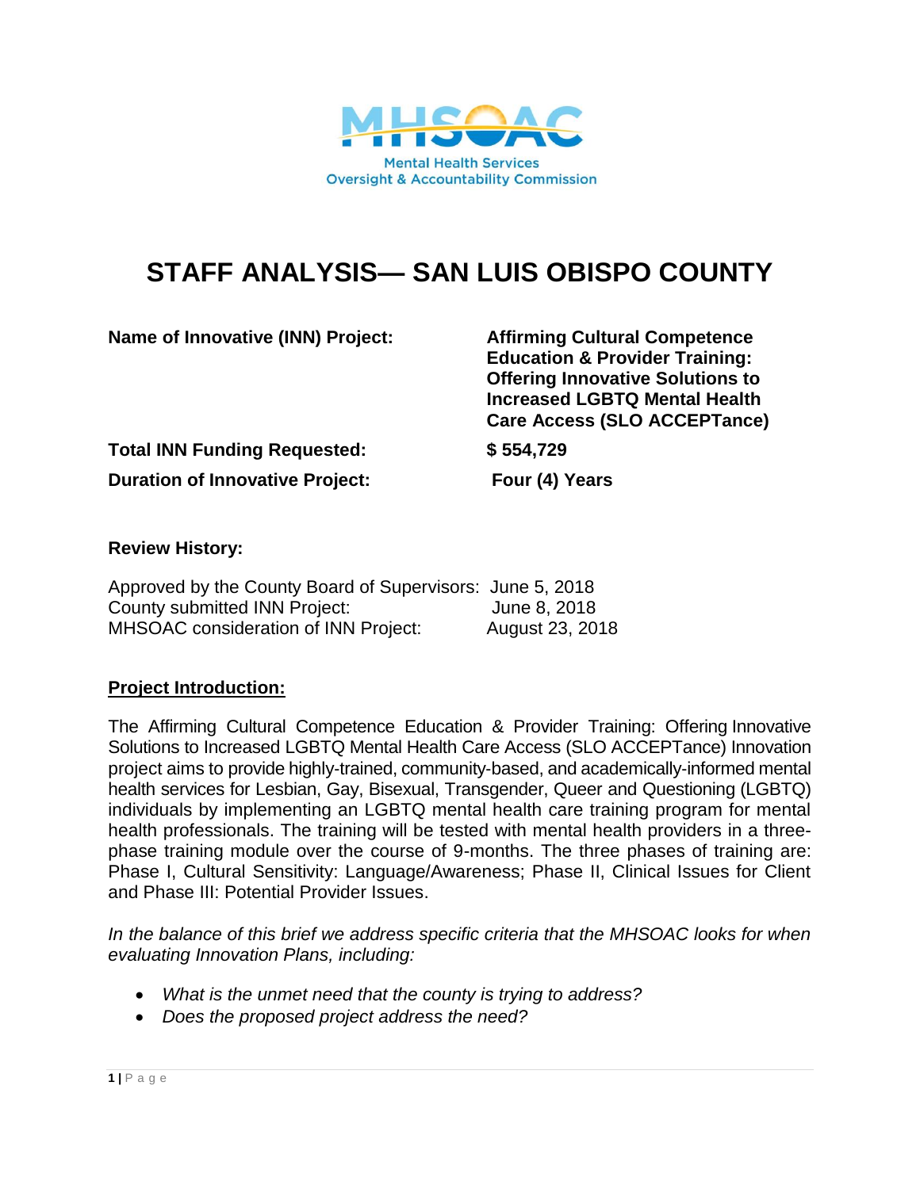Mental Health Services Oversight & Accountability Commission

# STAFF ANALYSIS— SAN LUIS OBISPO COUNTY

| | |
|---|---|
| **Name of Innovative (INN) Project:** | **Affirming Cultural Competence Education & Provider Training: Offering Innovative Solutions to Increased LGBTQ Mental Health Care Access (SLO ACCEPTance)** |
| **Total INN Funding Requested:** | **$ 554,729** |
| **Duration of Innovative Project:** | **Four (4) Years** |

**Review History:**

| | |
|---|---|
| Approved by the County Board of Supervisors: | June 5, 2018 |
| County submitted INN Project: | June 8, 2018 |
| MHSOAC consideration of INN Project: | August 23, 2018 |

## Project Introduction:

The Affirming Cultural Competence Education & Provider Training: Offering Innovative Solutions to Increased LGBTQ Mental Health Care Access (SLO ACCEPTance) Innovation project aims to provide highly-trained, community-based, and academically-informed mental health services for Lesbian, Gay, Bisexual, Transgender, Queer and Questioning (LGBTQ) individuals by implementing an LGBTQ mental health care training program for mental health professionals. The training will be tested with mental health providers in a three-phase training module over the course of 9-months. The three phases of training are: Phase I, Cultural Sensitivity: Language/Awareness; Phase II, Clinical Issues for Client and Phase III: Potential Provider Issues.

*In the balance of this brief we address specific criteria that the MHSOAC looks for when evaluating Innovation Plans, including:*

- *What is the unmet need that the county is trying to address?*
- *Does the proposed project address the need?*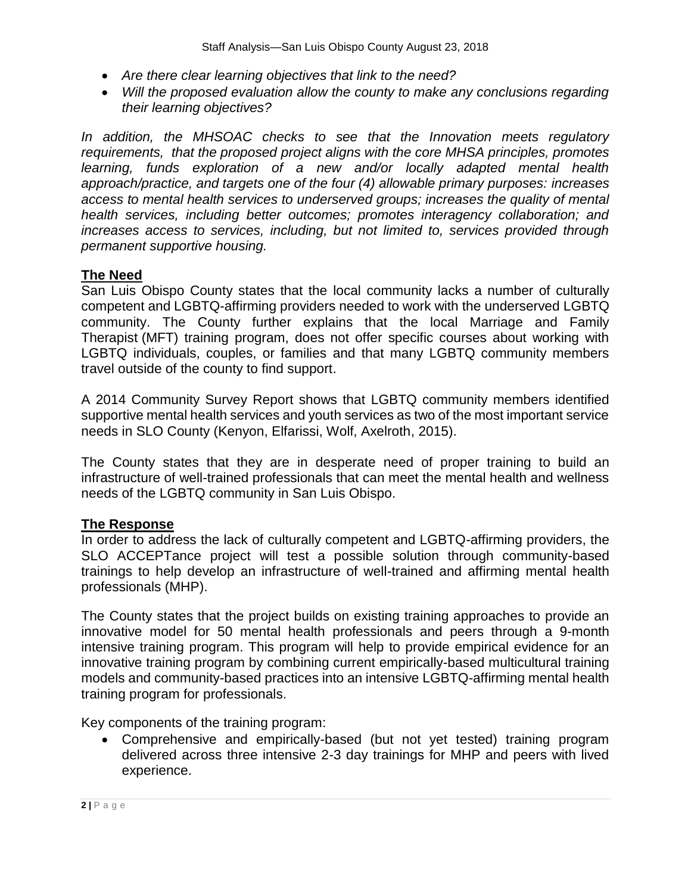- *Are there clear learning objectives that link to the need?*
- *Will the proposed evaluation allow the county to make any conclusions regarding their learning objectives?*

*In addition, the MHSOAC checks to see that the Innovation meets regulatory requirements, that the proposed project aligns with the core MHSA principles, promotes learning, funds exploration of a new and/or locally adapted mental health approach/practice, and targets one of the four (4) allowable primary purposes: increases access to mental health services to underserved groups; increases the quality of mental health services, including better outcomes; promotes interagency collaboration; and increases access to services, including, but not limited to, services provided through permanent supportive housing.*

**The Need**

San Luis Obispo County states that the local community lacks a number of culturally competent and LGBTQ-affirming providers needed to work with the underserved LGBTQ community. The County further explains that the local Marriage and Family Therapist (MFT) training program, does not offer specific courses about working with LGBTQ individuals, couples, or families and that many LGBTQ community members travel outside of the county to find support.

A 2014 Community Survey Report shows that LGBTQ community members identified supportive mental health services and youth services as two of the most important service needs in SLO County (Kenyon, Elfarissi, Wolf, Axelroth, 2015).

The County states that they are in desperate need of proper training to build an infrastructure of well-trained professionals that can meet the mental health and wellness needs of the LGBTQ community in San Luis Obispo.

**The Response**

In order to address the lack of culturally competent and LGBTQ-affirming providers, the SLO ACCEPTance project will test a possible solution through community-based trainings to help develop an infrastructure of well-trained and affirming mental health professionals (MHP).

The County states that the project builds on existing training approaches to provide an innovative model for 50 mental health professionals and peers through a 9-month intensive training program. This program will help to provide empirical evidence for an innovative training program by combining current empirically-based multicultural training models and community-based practices into an intensive LGBTQ-affirming mental health training program for professionals.

Key components of the training program:

- Comprehensive and empirically-based (but not yet tested) training program delivered across three intensive 2-3 day trainings for MHP and peers with lived experience.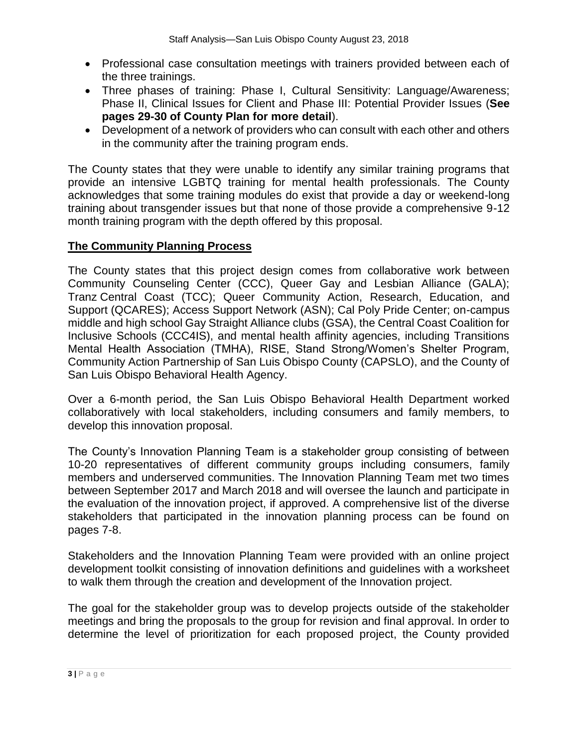- Professional case consultation meetings with trainers provided between each of the three trainings.
- Three phases of training: Phase I, Cultural Sensitivity: Language/Awareness; Phase II, Clinical Issues for Client and Phase III: Potential Provider Issues (**See pages 29-30 of County Plan for more detail**).
- Development of a network of providers who can consult with each other and others in the community after the training program ends.

The County states that they were unable to identify any similar training programs that provide an intensive LGBTQ training for mental health professionals. The County acknowledges that some training modules do exist that provide a day or weekend-long training about transgender issues but that none of those provide a comprehensive 9-12 month training program with the depth offered by this proposal.

## The Community Planning Process

The County states that this project design comes from collaborative work between Community Counseling Center (CCC), Queer Gay and Lesbian Alliance (GALA); Tranz Central Coast (TCC); Queer Community Action, Research, Education, and Support (QCARES); Access Support Network (ASN); Cal Poly Pride Center; on-campus middle and high school Gay Straight Alliance clubs (GSA), the Central Coast Coalition for Inclusive Schools (CCC4IS), and mental health affinity agencies, including Transitions Mental Health Association (TMHA), RISE, Stand Strong/Women's Shelter Program, Community Action Partnership of San Luis Obispo County (CAPSLO), and the County of San Luis Obispo Behavioral Health Agency.

Over a 6-month period, the San Luis Obispo Behavioral Health Department worked collaboratively with local stakeholders, including consumers and family members, to develop this innovation proposal.

The County's Innovation Planning Team is a stakeholder group consisting of between 10-20 representatives of different community groups including consumers, family members and underserved communities. The Innovation Planning Team met two times between September 2017 and March 2018 and will oversee the launch and participate in the evaluation of the innovation project, if approved. A comprehensive list of the diverse stakeholders that participated in the innovation planning process can be found on pages 7-8.

Stakeholders and the Innovation Planning Team were provided with an online project development toolkit consisting of innovation definitions and guidelines with a worksheet to walk them through the creation and development of the Innovation project.

The goal for the stakeholder group was to develop projects outside of the stakeholder meetings and bring the proposals to the group for revision and final approval. In order to determine the level of prioritization for each proposed project, the County provided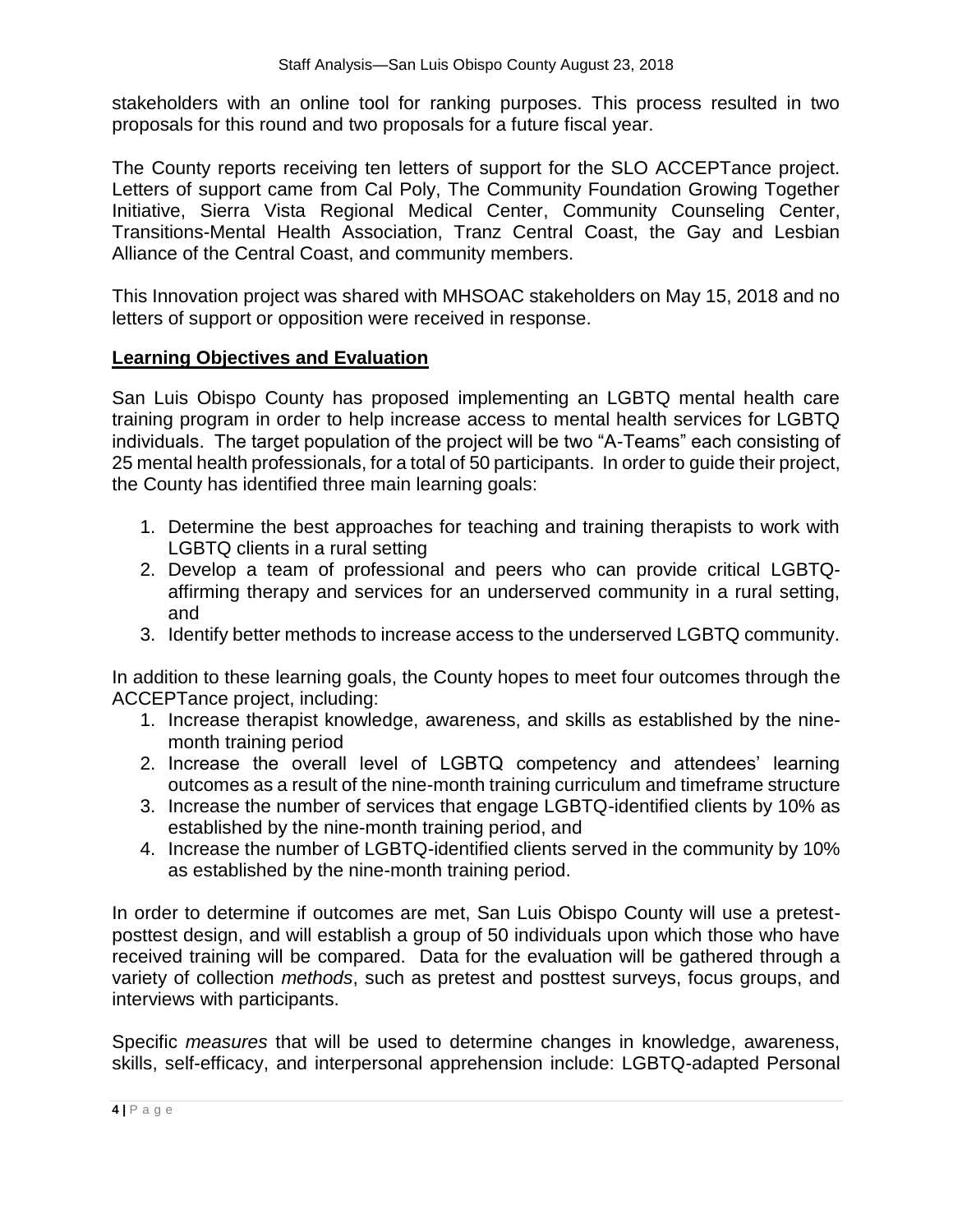stakeholders with an online tool for ranking purposes. This process resulted in two proposals for this round and two proposals for a future fiscal year.

The County reports receiving ten letters of support for the SLO ACCEPTance project. Letters of support came from Cal Poly, The Community Foundation Growing Together Initiative, Sierra Vista Regional Medical Center, Community Counseling Center, Transitions-Mental Health Association, Tranz Central Coast, the Gay and Lesbian Alliance of the Central Coast, and community members.

This Innovation project was shared with MHSOAC stakeholders on May 15, 2018 and no letters of support or opposition were received in response.

## Learning Objectives and Evaluation

San Luis Obispo County has proposed implementing an LGBTQ mental health care training program in order to help increase access to mental health services for LGBTQ individuals. The target population of the project will be two "A-Teams" each consisting of 25 mental health professionals, for a total of 50 participants. In order to guide their project, the County has identified three main learning goals:

1. Determine the best approaches for teaching and training therapists to work with LGBTQ clients in a rural setting
2. Develop a team of professional and peers who can provide critical LGBTQ-affirming therapy and services for an underserved community in a rural setting, and
3. Identify better methods to increase access to the underserved LGBTQ community.

In addition to these learning goals, the County hopes to meet four outcomes through the ACCEPTance project, including:

1. Increase therapist knowledge, awareness, and skills as established by the nine-month training period
2. Increase the overall level of LGBTQ competency and attendees' learning outcomes as a result of the nine-month training curriculum and timeframe structure
3. Increase the number of services that engage LGBTQ-identified clients by 10% as established by the nine-month training period, and
4. Increase the number of LGBTQ-identified clients served in the community by 10% as established by the nine-month training period.

In order to determine if outcomes are met, San Luis Obispo County will use a pretest-posttest design, and will establish a group of 50 individuals upon which those who have received training will be compared. Data for the evaluation will be gathered through a variety of collection *methods*, such as pretest and posttest surveys, focus groups, and interviews with participants.

Specific *measures* that will be used to determine changes in knowledge, awareness, skills, self-efficacy, and interpersonal apprehension include: LGBTQ-adapted Personal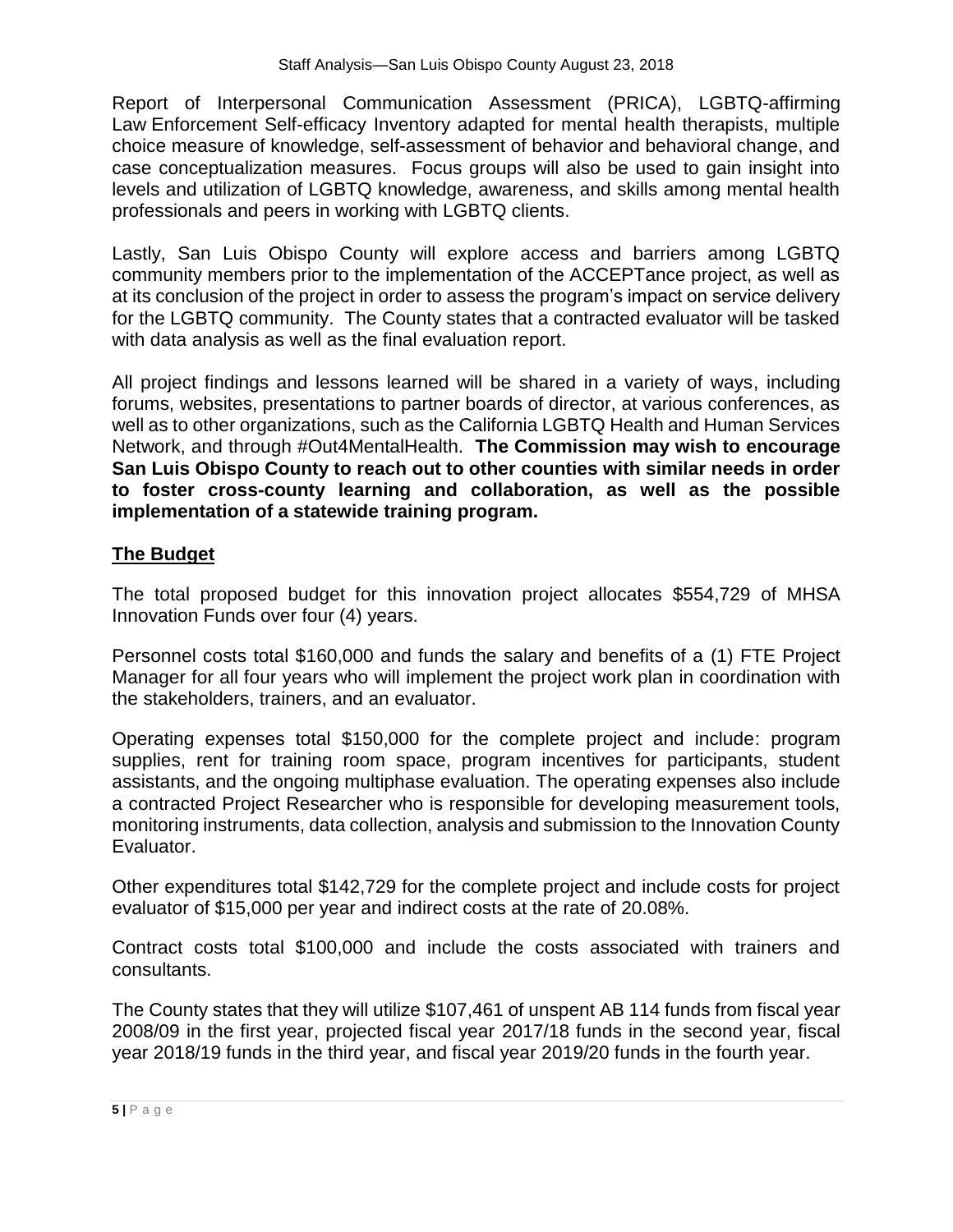Report of Interpersonal Communication Assessment (PRICA), LGBTQ-affirming Law Enforcement Self-efficacy Inventory adapted for mental health therapists, multiple choice measure of knowledge, self-assessment of behavior and behavioral change, and case conceptualization measures. Focus groups will also be used to gain insight into levels and utilization of LGBTQ knowledge, awareness, and skills among mental health professionals and peers in working with LGBTQ clients.

Lastly, San Luis Obispo County will explore access and barriers among LGBTQ community members prior to the implementation of the ACCEPTance project, as well as at its conclusion of the project in order to assess the program's impact on service delivery for the LGBTQ community. The County states that a contracted evaluator will be tasked with data analysis as well as the final evaluation report.

All project findings and lessons learned will be shared in a variety of ways, including forums, websites, presentations to partner boards of director, at various conferences, as well as to other organizations, such as the California LGBTQ Health and Human Services Network, and through #Out4MentalHealth. **The Commission may wish to encourage San Luis Obispo County to reach out to other counties with similar needs in order to foster cross-county learning and collaboration, as well as the possible implementation of a statewide training program.**

## The Budget

The total proposed budget for this innovation project allocates $554,729 of MHSA Innovation Funds over four (4) years.

Personnel costs total $160,000 and funds the salary and benefits of a (1) FTE Project Manager for all four years who will implement the project work plan in coordination with the stakeholders, trainers, and an evaluator.

Operating expenses total $150,000 for the complete project and include: program supplies, rent for training room space, program incentives for participants, student assistants, and the ongoing multiphase evaluation. The operating expenses also include a contracted Project Researcher who is responsible for developing measurement tools, monitoring instruments, data collection, analysis and submission to the Innovation County Evaluator.

Other expenditures total $142,729 for the complete project and include costs for project evaluator of $15,000 per year and indirect costs at the rate of 20.08%.

Contract costs total $100,000 and include the costs associated with trainers and consultants.

The County states that they will utilize $107,461 of unspent AB 114 funds from fiscal year 2008/09 in the first year, projected fiscal year 2017/18 funds in the second year, fiscal year 2018/19 funds in the third year, and fiscal year 2019/20 funds in the fourth year.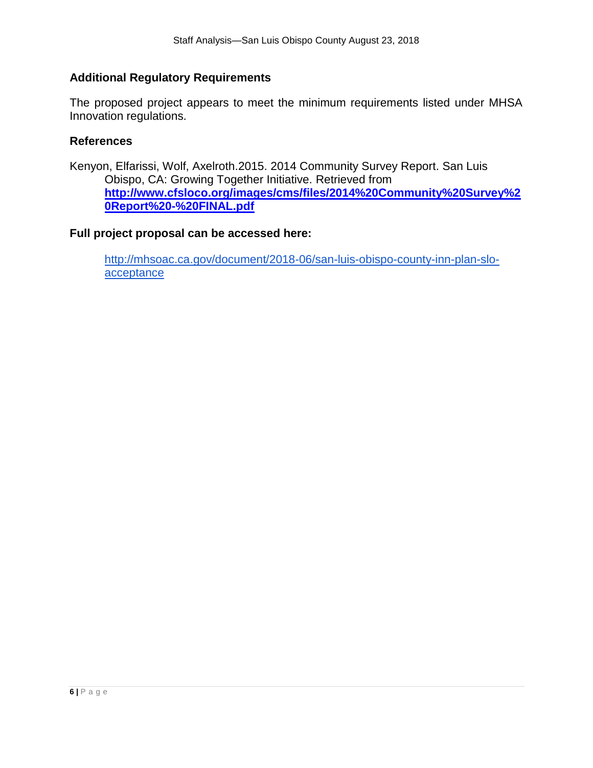## Additional Regulatory Requirements

The proposed project appears to meet the minimum requirements listed under MHSA Innovation regulations.

## References

Kenyon, Elfarissi, Wolf, Axelroth.2015. 2014 Community Survey Report. San Luis Obispo, CA: Growing Together Initiative. Retrieved from **http://www.cfsloco.org/images/cms/files/2014%20Community%20Survey%20Report%20-%20FINAL.pdf**

## Full project proposal can be accessed here:

http://mhsoac.ca.gov/document/2018-06/san-luis-obispo-county-inn-plan-slo-acceptance